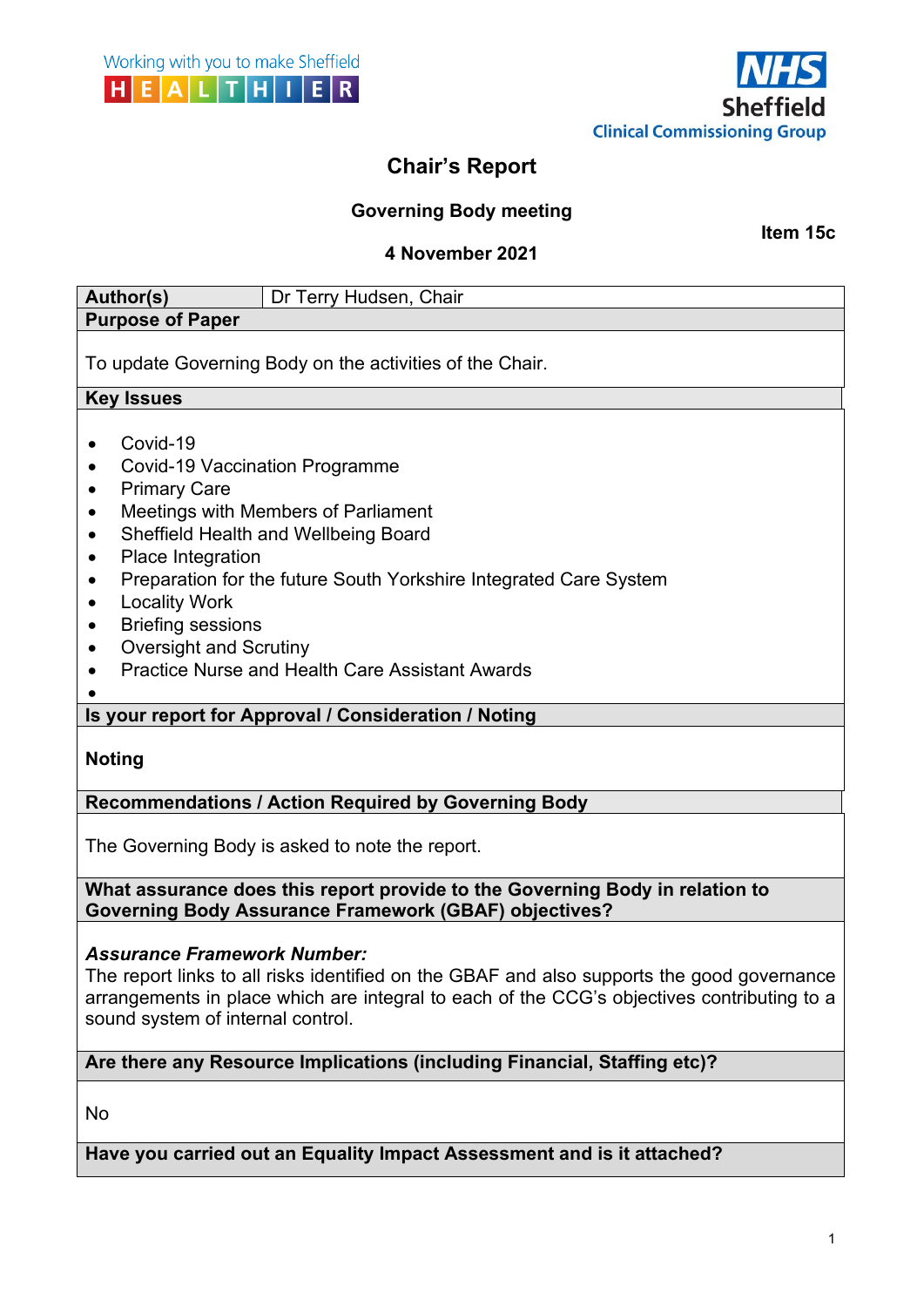Working with you to make Sheffield HEALTHIER

NHS Sheffield Clinical Commissioning Group

# Chair's Report

**Governing Body meeting**

**Item 15c**

**4 November 2021**

| **Author(s)** | Dr Terry Hudsen, Chair |
|---|---|

**Purpose of Paper**

To update Governing Body on the activities of the Chair.

**Key Issues**

- Covid-19
- Covid-19 Vaccination Programme
- Primary Care
- Meetings with Members of Parliament
- Sheffield Health and Wellbeing Board
- Place Integration
- Preparation for the future South Yorkshire Integrated Care System
- Locality Work
- Briefing sessions
- Oversight and Scrutiny
- Practice Nurse and Health Care Assistant Awards
-

**Is your report for Approval / Consideration / Noting**

**Noting**

**Recommendations / Action Required by Governing Body**

The Governing Body is asked to note the report.

**What assurance does this report provide to the Governing Body in relation to Governing Body Assurance Framework (GBAF) objectives?**

***Assurance Framework Number:***
The report links to all risks identified on the GBAF and also supports the good governance arrangements in place which are integral to each of the CCG's objectives contributing to a sound system of internal control.

**Are there any Resource Implications (including Financial, Staffing etc)?**

No

**Have you carried out an Equality Impact Assessment and is it attached?**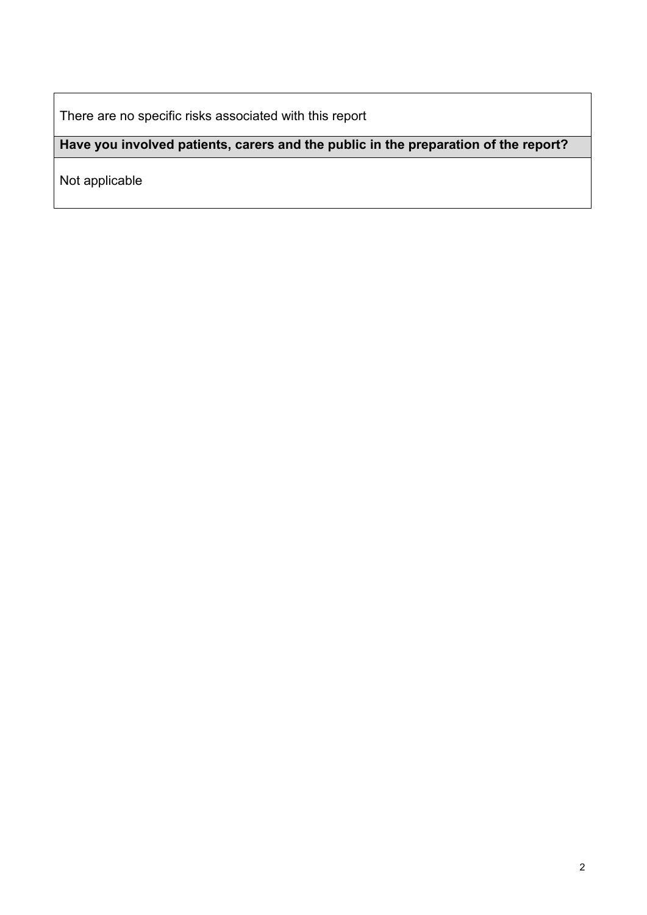There are no specific risks associated with this report

**Have you involved patients, carers and the public in the preparation of the report?**

Not applicable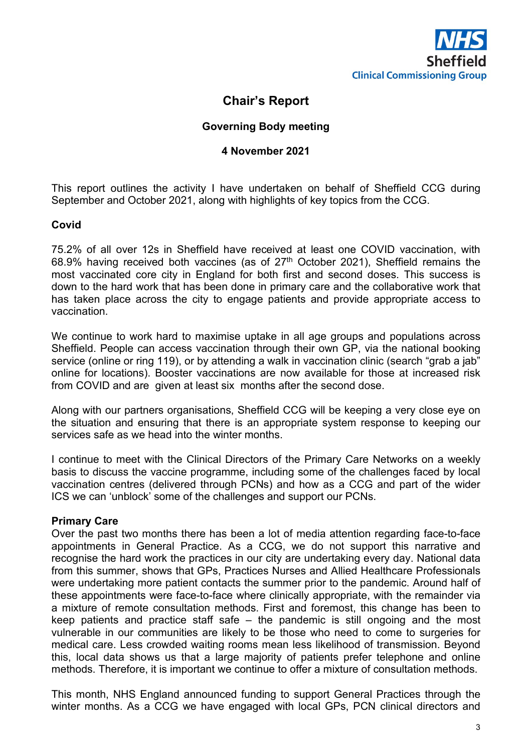NHS
Sheffield
Clinical Commissioning Group

# Chair's Report

## Governing Body meeting

## 4 November 2021

This report outlines the activity I have undertaken on behalf of Sheffield CCG during September and October 2021, along with highlights of key topics from the CCG.

**Covid**

75.2% of all over 12s in Sheffield have received at least one COVID vaccination, with 68.9% having received both vaccines (as of 27th October 2021), Sheffield remains the most vaccinated core city in England for both first and second doses. This success is down to the hard work that has been done in primary care and the collaborative work that has taken place across the city to engage patients and provide appropriate access to vaccination.

We continue to work hard to maximise uptake in all age groups and populations across Sheffield. People can access vaccination through their own GP, via the national booking service (online or ring 119), or by attending a walk in vaccination clinic (search "grab a jab" online for locations). Booster vaccinations are now available for those at increased risk from COVID and are given at least six months after the second dose.

Along with our partners organisations, Sheffield CCG will be keeping a very close eye on the situation and ensuring that there is an appropriate system response to keeping our services safe as we head into the winter months.

I continue to meet with the Clinical Directors of the Primary Care Networks on a weekly basis to discuss the vaccine programme, including some of the challenges faced by local vaccination centres (delivered through PCNs) and how as a CCG and part of the wider ICS we can 'unblock' some of the challenges and support our PCNs.

**Primary Care**

Over the past two months there has been a lot of media attention regarding face-to-face appointments in General Practice. As a CCG, we do not support this narrative and recognise the hard work the practices in our city are undertaking every day. National data from this summer, shows that GPs, Practices Nurses and Allied Healthcare Professionals were undertaking more patient contacts the summer prior to the pandemic. Around half of these appointments were face-to-face where clinically appropriate, with the remainder via a mixture of remote consultation methods. First and foremost, this change has been to keep patients and practice staff safe – the pandemic is still ongoing and the most vulnerable in our communities are likely to be those who need to come to surgeries for medical care. Less crowded waiting rooms mean less likelihood of transmission. Beyond this, local data shows us that a large majority of patients prefer telephone and online methods. Therefore, it is important we continue to offer a mixture of consultation methods.

This month, NHS England announced funding to support General Practices through the winter months. As a CCG we have engaged with local GPs, PCN clinical directors and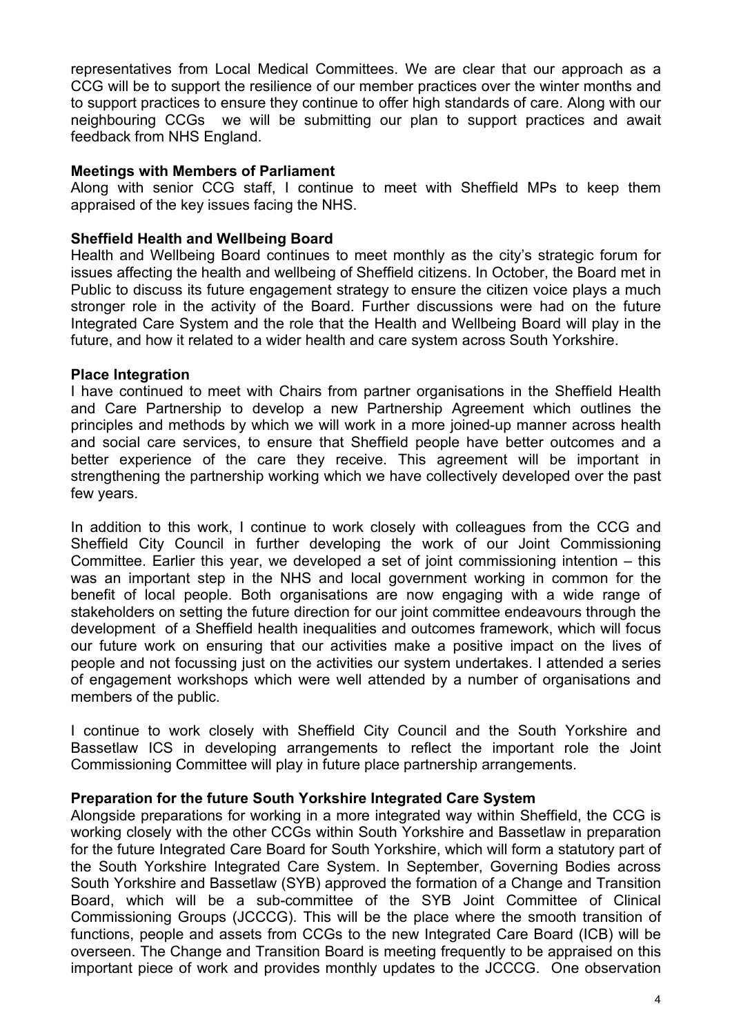representatives from Local Medical Committees. We are clear that our approach as a CCG will be to support the resilience of our member practices over the winter months and to support practices to ensure they continue to offer high standards of care. Along with our neighbouring CCGs we will be submitting our plan to support practices and await feedback from NHS England.

**Meetings with Members of Parliament**

Along with senior CCG staff, I continue to meet with Sheffield MPs to keep them appraised of the key issues facing the NHS.

**Sheffield Health and Wellbeing Board**

Health and Wellbeing Board continues to meet monthly as the city's strategic forum for issues affecting the health and wellbeing of Sheffield citizens. In October, the Board met in Public to discuss its future engagement strategy to ensure the citizen voice plays a much stronger role in the activity of the Board. Further discussions were had on the future Integrated Care System and the role that the Health and Wellbeing Board will play in the future, and how it related to a wider health and care system across South Yorkshire.

**Place Integration**

I have continued to meet with Chairs from partner organisations in the Sheffield Health and Care Partnership to develop a new Partnership Agreement which outlines the principles and methods by which we will work in a more joined-up manner across health and social care services, to ensure that Sheffield people have better outcomes and a better experience of the care they receive. This agreement will be important in strengthening the partnership working which we have collectively developed over the past few years.

In addition to this work, I continue to work closely with colleagues from the CCG and Sheffield City Council in further developing the work of our Joint Commissioning Committee. Earlier this year, we developed a set of joint commissioning intention – this was an important step in the NHS and local government working in common for the benefit of local people. Both organisations are now engaging with a wide range of stakeholders on setting the future direction for our joint committee endeavours through the development of a Sheffield health inequalities and outcomes framework, which will focus our future work on ensuring that our activities make a positive impact on the lives of people and not focussing just on the activities our system undertakes. I attended a series of engagement workshops which were well attended by a number of organisations and members of the public.

I continue to work closely with Sheffield City Council and the South Yorkshire and Bassetlaw ICS in developing arrangements to reflect the important role the Joint Commissioning Committee will play in future place partnership arrangements.

**Preparation for the future South Yorkshire Integrated Care System**

Alongside preparations for working in a more integrated way within Sheffield, the CCG is working closely with the other CCGs within South Yorkshire and Bassetlaw in preparation for the future Integrated Care Board for South Yorkshire, which will form a statutory part of the South Yorkshire Integrated Care System. In September, Governing Bodies across South Yorkshire and Bassetlaw (SYB) approved the formation of a Change and Transition Board, which will be a sub-committee of the SYB Joint Committee of Clinical Commissioning Groups (JCCCG). This will be the place where the smooth transition of functions, people and assets from CCGs to the new Integrated Care Board (ICB) will be overseen. The Change and Transition Board is meeting frequently to be appraised on this important piece of work and provides monthly updates to the JCCCG. One observation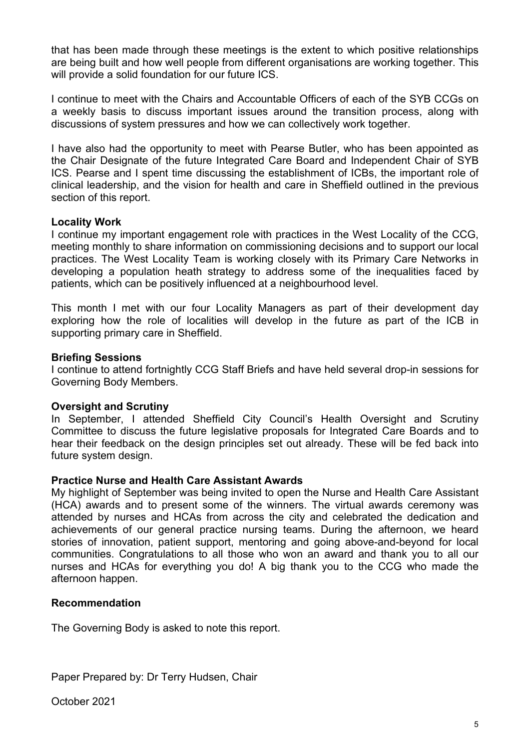that has been made through these meetings is the extent to which positive relationships are being built and how well people from different organisations are working together. This will provide a solid foundation for our future ICS.

I continue to meet with the Chairs and Accountable Officers of each of the SYB CCGs on a weekly basis to discuss important issues around the transition process, along with discussions of system pressures and how we can collectively work together.

I have also had the opportunity to meet with Pearse Butler, who has been appointed as the Chair Designate of the future Integrated Care Board and Independent Chair of SYB ICS. Pearse and I spent time discussing the establishment of ICBs, the important role of clinical leadership, and the vision for health and care in Sheffield outlined in the previous section of this report.

**Locality Work**

I continue my important engagement role with practices in the West Locality of the CCG, meeting monthly to share information on commissioning decisions and to support our local practices. The West Locality Team is working closely with its Primary Care Networks in developing a population heath strategy to address some of the inequalities faced by patients, which can be positively influenced at a neighbourhood level.

This month I met with our four Locality Managers as part of their development day exploring how the role of localities will develop in the future as part of the ICB in supporting primary care in Sheffield.

**Briefing Sessions**

I continue to attend fortnightly CCG Staff Briefs and have held several drop-in sessions for Governing Body Members.

**Oversight and Scrutiny**

In September, I attended Sheffield City Council's Health Oversight and Scrutiny Committee to discuss the future legislative proposals for Integrated Care Boards and to hear their feedback on the design principles set out already. These will be fed back into future system design.

**Practice Nurse and Health Care Assistant Awards**

My highlight of September was being invited to open the Nurse and Health Care Assistant (HCA) awards and to present some of the winners. The virtual awards ceremony was attended by nurses and HCAs from across the city and celebrated the dedication and achievements of our general practice nursing teams. During the afternoon, we heard stories of innovation, patient support, mentoring and going above-and-beyond for local communities. Congratulations to all those who won an award and thank you to all our nurses and HCAs for everything you do! A big thank you to the CCG who made the afternoon happen.

**Recommendation**

The Governing Body is asked to note this report.

Paper Prepared by: Dr Terry Hudsen, Chair

October 2021